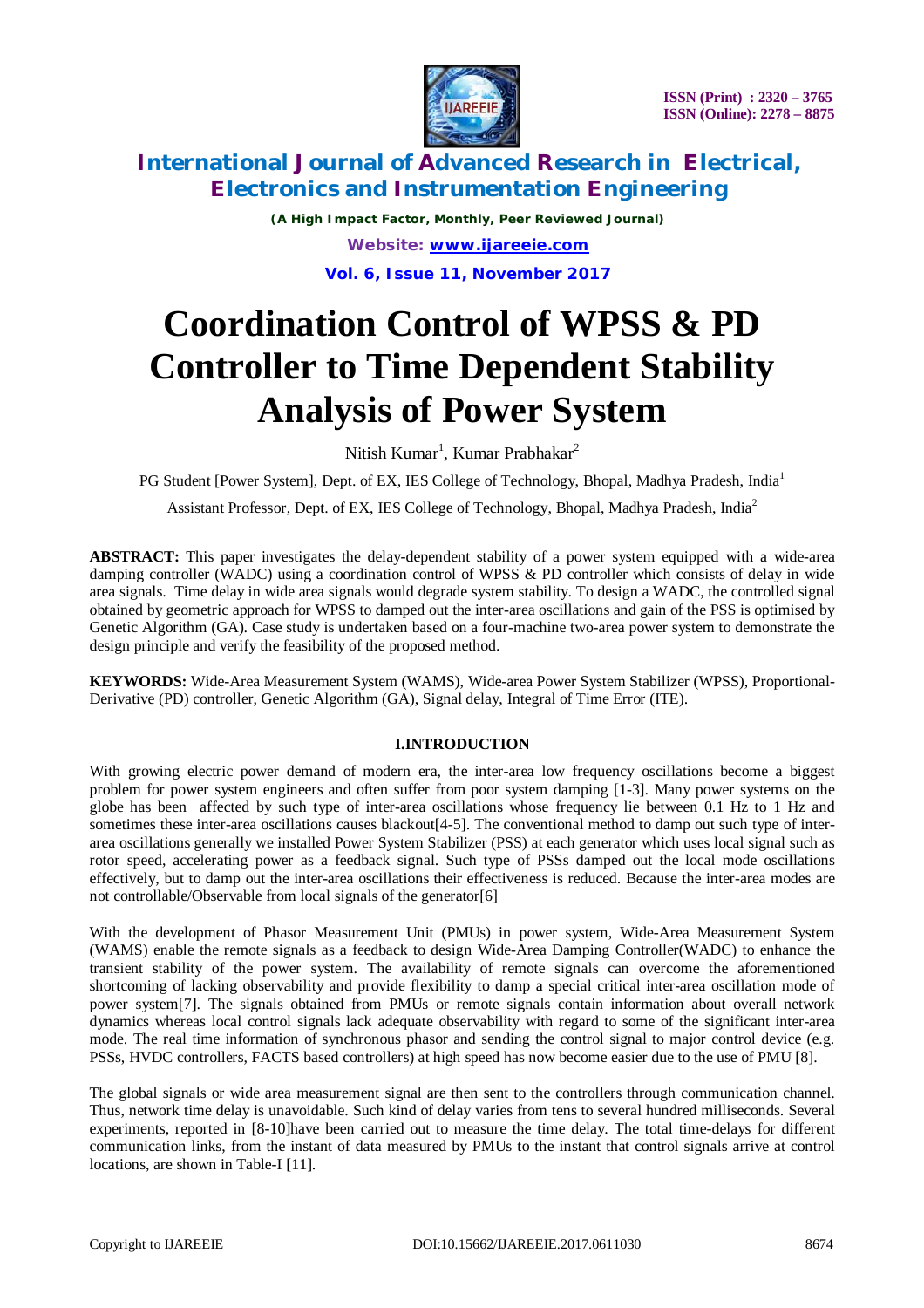# Coordination Control of WPSS & PD Controller to Time Dependent Stability Analysis of Power System

Nitish Kumar[1], Kumar Prabhakar[2]

PG Student [Power System], Dept. of EX, IES College of Technology, Bhopal, Madhya Pradesh, India[1]

Assistant Professor, Dept. of EX, IES College of Technology, Bhopal, Madhya Pradesh, India[2]

**ABSTRACT:** This paper investigates the delay-dependent stability of a power system equipped with a wide-area damping controller (WADC) using a coordination control of WPSS & PD controller which consists of delay in wide area signals. Time delay in wide area signals would degrade system stability. To design a WADC, the controlled signal obtained by geometric approach for WPSS to damped out the inter-area oscillations and gain of the PSS is optimised by Genetic Algorithm (GA). Case study is undertaken based on a four-machine two-area power system to demonstrate the design principle and verify the feasibility of the proposed method.

**KEYWORDS:** Wide-Area Measurement System (WAMS), Wide-area Power System Stabilizer (WPSS), Proportional-Derivative (PD) controller, Genetic Algorithm (GA), Signal delay, Integral of Time Error (ITE).

## I.INTRODUCTION

With growing electric power demand of modern era, the inter-area low frequency oscillations become a biggest problem for power system engineers and often suffer from poor system damping [1-3]. Many power systems on the globe has been affected by such type of inter-area oscillations whose frequency lie between 0.1 Hz to 1 Hz and sometimes these inter-area oscillations causes blackout[4-5]. The conventional method to damp out such type of inter-area oscillations generally we installed Power System Stabilizer (PSS) at each generator which uses local signal such as rotor speed, accelerating power as a feedback signal. Such type of PSSs damped out the local mode oscillations effectively, but to damp out the inter-area oscillations their effectiveness is reduced. Because the inter-area modes are not controllable/Observable from local signals of the generator[6]

With the development of Phasor Measurement Unit (PMUs) in power system, Wide-Area Measurement System (WAMS) enable the remote signals as a feedback to design Wide-Area Damping Controller(WADC) to enhance the transient stability of the power system. The availability of remote signals can overcome the aforementioned shortcoming of lacking observability and provide flexibility to damp a special critical inter-area oscillation mode of power system[7]. The signals obtained from PMUs or remote signals contain information about overall network dynamics whereas local control signals lack adequate observability with regard to some of the significant inter-area mode. The real time information of synchronous phasor and sending the control signal to major control device (e.g. PSSs, HVDC controllers, FACTS based controllers) at high speed has now become easier due to the use of PMU [8].

The global signals or wide area measurement signal are then sent to the controllers through communication channel. Thus, network time delay is unavoidable. Such kind of delay varies from tens to several hundred milliseconds. Several experiments, reported in [8-10]have been carried out to measure the time delay. The total time-delays for different communication links, from the instant of data measured by PMUs to the instant that control signals arrive at control locations, are shown in Table-I [11].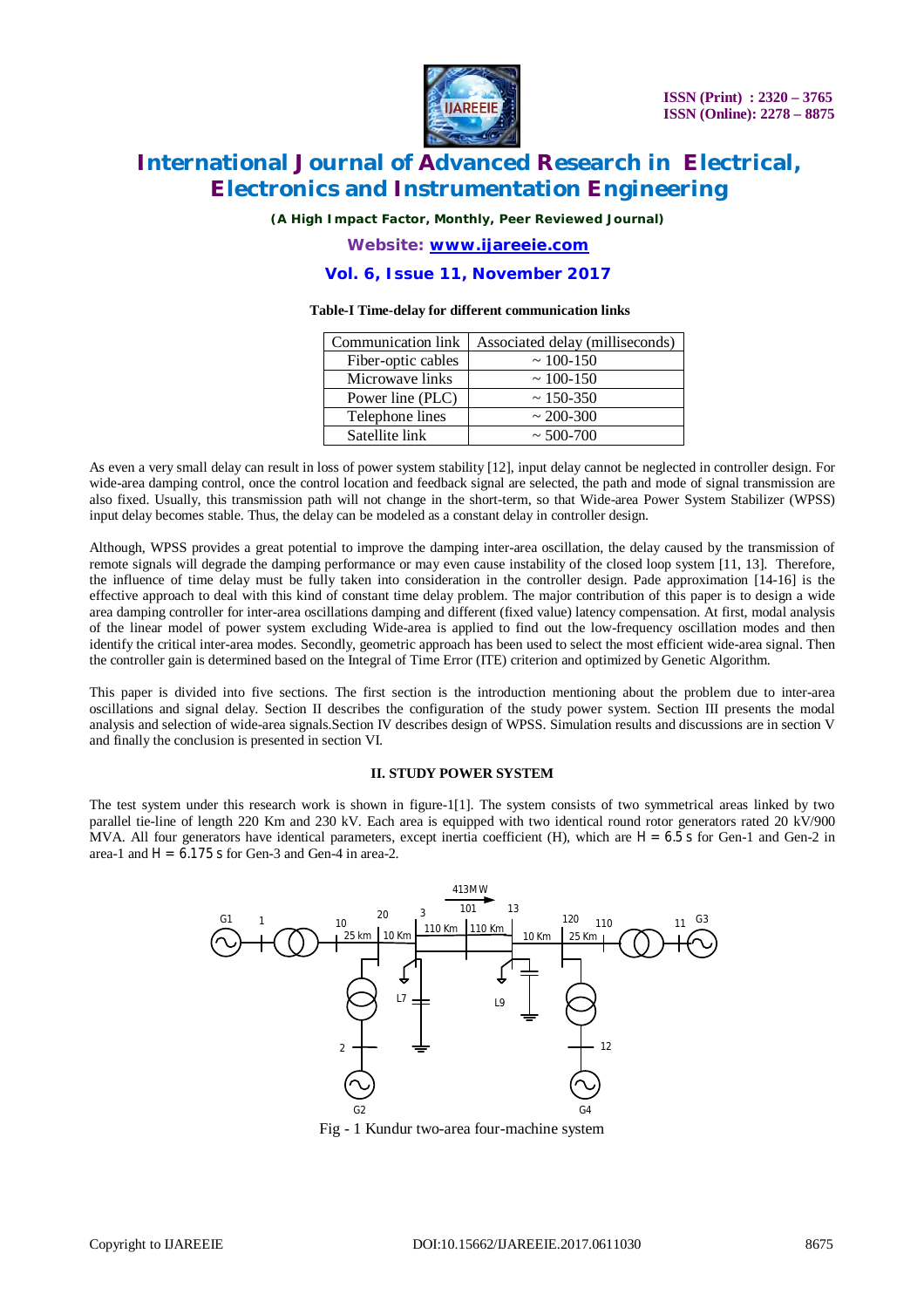**Table-I Time-delay for different communication links**

| Communication link | Associated delay (milliseconds) |
|---|---|
| Fiber-optic cables | ~ 100-150 |
| Microwave links | ~ 100-150 |
| Power line (PLC) | ~ 150-350 |
| Telephone lines | ~ 200-300 |
| Satellite link | ~ 500-700 |

As even a very small delay can result in loss of power system stability [12], input delay cannot be neglected in controller design. For wide-area damping control, once the control location and feedback signal are selected, the path and mode of signal transmission are also fixed. Usually, this transmission path will not change in the short-term, so that Wide-area Power System Stabilizer (WPSS) input delay becomes stable. Thus, the delay can be modeled as a constant delay in controller design.

Although, WPSS provides a great potential to improve the damping inter-area oscillation, the delay caused by the transmission of remote signals will degrade the damping performance or may even cause instability of the closed loop system [11, 13]. Therefore, the influence of time delay must be fully taken into consideration in the controller design. Pade approximation [14-16] is the effective approach to deal with this kind of constant time delay problem. The major contribution of this paper is to design a wide area damping controller for inter-area oscillations damping and different (fixed value) latency compensation. At first, modal analysis of the linear model of power system excluding Wide-area is applied to find out the low-frequency oscillation modes and then identify the critical inter-area modes. Secondly, geometric approach has been used to select the most efficient wide-area signal. Then the controller gain is determined based on the Integral of Time Error (ITE) criterion and optimized by Genetic Algorithm.

This paper is divided into five sections. The first section is the introduction mentioning about the problem due to inter-area oscillations and signal delay. Section II describes the configuration of the study power system. Section III presents the modal analysis and selection of wide-area signals.Section IV describes design of WPSS. Simulation results and discussions are in section V and finally the conclusion is presented in section VI.

## II. STUDY POWER SYSTEM

The test system under this research work is shown in figure-1[1]. The system consists of two symmetrical areas linked by two parallel tie-line of length 220 Km and 230 kV. Each area is equipped with two identical round rotor generators rated 20 kV/900 MVA. All four generators have identical parameters, except inertia coefficient (H), which are $H = 6.5$ s for Gen-1 and Gen-2 in area-1 and $H = 6.175$ s for Gen-3 and Gen-4 in area-2.

Fig - 1 Kundur two-area four-machine system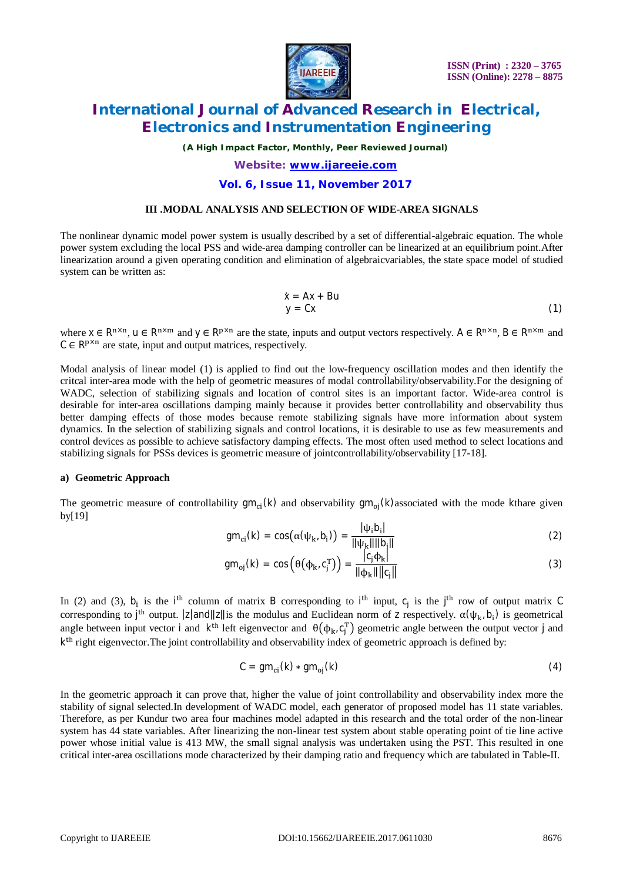### III .MODAL ANALYSIS AND SELECTION OF WIDE-AREA SIGNALS

The nonlinear dynamic model power system is usually described by a set of differential-algebraic equation. The whole power system excluding the local PSS and wide-area damping controller can be linearized at an equilibrium point.After linearization around a given operating condition and elimination of algebraicvariables, the state space model of studied system can be written as:

$$\dot{x} = Ax + Bu$$
$$y = Cx \tag{1}$$

where $x \in R^{n\times n}$, $u \in R^{n\times m}$ and $y \in R^{p\times n}$ are the state, inputs and output vectors respectively. $A \in R^{n\times n}$, $B \in R^{n\times m}$ and $C \in R^{p\times n}$ are state, input and output matrices, respectively.

Modal analysis of linear model (1) is applied to find out the low-frequency oscillation modes and then identify the critcal inter-area mode with the help of geometric measures of modal controllability/observability.For the designing of WADC, selection of stabilizing signals and location of control sites is an important factor. Wide-area control is desirable for inter-area oscillations damping mainly because it provides better controllability and observability thus better damping effects of those modes because remote stabilizing signals have more information about system dynamics. In the selection of stabilizing signals and control locations, it is desirable to use as few measurements and control devices as possible to achieve satisfactory damping effects. The most often used method to select locations and stabilizing signals for PSSs devices is geometric measure of jointcontrollability/observability [17-18].

#### a) Geometric Approach

The geometric measure of controllability $gm_{ci}(k)$ and observability $gm_{oj}(k)$associated with the mode kthare given by[19]

$$gm_{ci}(k) = \cos\left(\alpha(\psi_k, b_i)\right) = \frac{|\psi_i b_i|}{\|\psi_k\|\|b_i\|} \tag{2}$$

$$gm_{oj}(k) = \cos\left(\theta\left(\phi_k, c_j^T\right)\right) = \frac{|c_j \phi_k|}{\|\phi_k\|\|c_j\|} \tag{3}$$

In (2) and (3), $b_i$ is the $i^{th}$ column of matrix $B$ corresponding to $i^{th}$ input, $c_j$ is the $j^{th}$ row of output matrix $C$ corresponding to $j^{th}$ output. $|z|$and$\|z\|$is the modulus and Euclidean norm of $z$ respectively. $\alpha(\psi_k, b_i)$ is geometrical angle between input vector $i$ and $k^{th}$ left eigenvector and $\theta\left(\phi_k, c_j^T\right)$ geometric angle between the output vector $j$ and $k^{th}$ right eigenvector.The joint controllability and observability index of geometric approach is defined by:

$$C = gm_{ci}(k) * gm_{oj}(k) \tag{4}$$

In the geometric approach it can prove that, higher the value of joint controllability and observability index more the stability of signal selected.In development of WADC model, each generator of proposed model has 11 state variables. Therefore, as per Kundur two area four machines model adapted in this research and the total order of the non-linear system has 44 state variables. After linearizing the non-linear test system about stable operating point of tie line active power whose initial value is 413 MW, the small signal analysis was undertaken using the PST. This resulted in one critical inter-area oscillations mode characterized by their damping ratio and frequency which are tabulated in Table-II.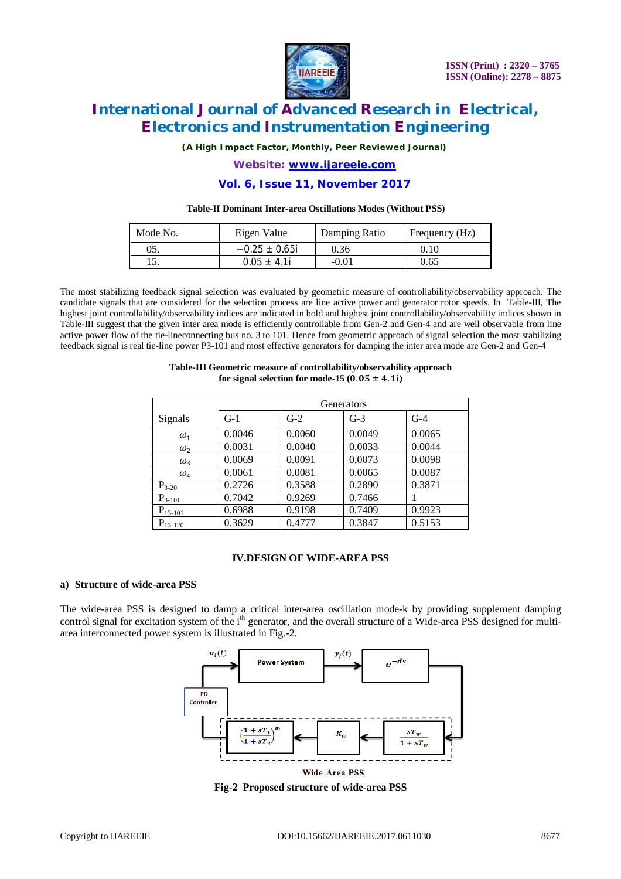**Table-II Dominant Inter-area Oscillations Modes (Without PSS)**

| Mode No. | Eigen Value | Damping Ratio | Frequency (Hz) |
|---|---|---|---|
| 05. | $-0.25 \pm 0.65i$ | 0.36 | 0.10 |
| 15. | $0.05 \pm 4.1i$ | -0.01 | 0.65 |

The most stabilizing feedback signal selection was evaluated by geometric measure of controllability/observability approach. The candidate signals that are considered for the selection process are line active power and generator rotor speeds. In Table-III, The highest joint controllability/observability indices are indicated in bold and highest joint controllability/observability indices shown in Table-III suggest that the given inter area mode is efficiently controllable from Gen-2 and Gen-4 and are well observable from line active power flow of the tie-lineconnecting bus no. 3 to 101. Hence from geometric approach of signal selection the most stabilizing feedback signal is real tie-line power P3-101 and most effective generators for damping the inter area mode are Gen-2 and Gen-4

**Table-III Geometric measure of controllability/observability approach for signal selection for mode-15 ($0.05 \pm 4.1i$)**

| Signals | Generators | | | |
|---|---|---|---|---|
| | G-1 | G-2 | G-3 | G-4 |
| $\omega_1$ | 0.0046 | 0.0060 | 0.0049 | 0.0065 |
| $\omega_2$ | 0.0031 | 0.0040 | 0.0033 | 0.0044 |
| $\omega_3$ | 0.0069 | 0.0091 | 0.0073 | 0.0098 |
| $\omega_4$ | 0.0061 | 0.0081 | 0.0065 | 0.0087 |
| $P_{3\text{-}20}$ | 0.2726 | 0.3588 | 0.2890 | 0.3871 |
| $P_{3\text{-}101}$ | 0.7042 | 0.9269 | 0.7466 | 1 |
| $P_{13\text{-}101}$ | 0.6988 | 0.9198 | 0.7409 | 0.9923 |
| $P_{13\text{-}120}$ | 0.3629 | 0.4777 | 0.3847 | 0.5153 |

## IV.DESIGN OF WIDE-AREA PSS

### a) Structure of wide-area PSS

The wide-area PSS is designed to damp a critical inter-area oscillation mode-k by providing supplement damping control signal for excitation system of the i[th] generator, and the overall structure of a Wide-area PSS designed for multi-area interconnected power system is illustrated in Fig.-2.

$u_i(t)$ Power System $y_j(t)$ $e^{-ds}$

PD Controller

$\left(\frac{1+sT_1}{1+sT_2}\right)^m$ $K_w$ $\frac{sT_w}{1+sT_w}$

Wide Area PSS

**Fig-2 Proposed structure of wide-area PSS**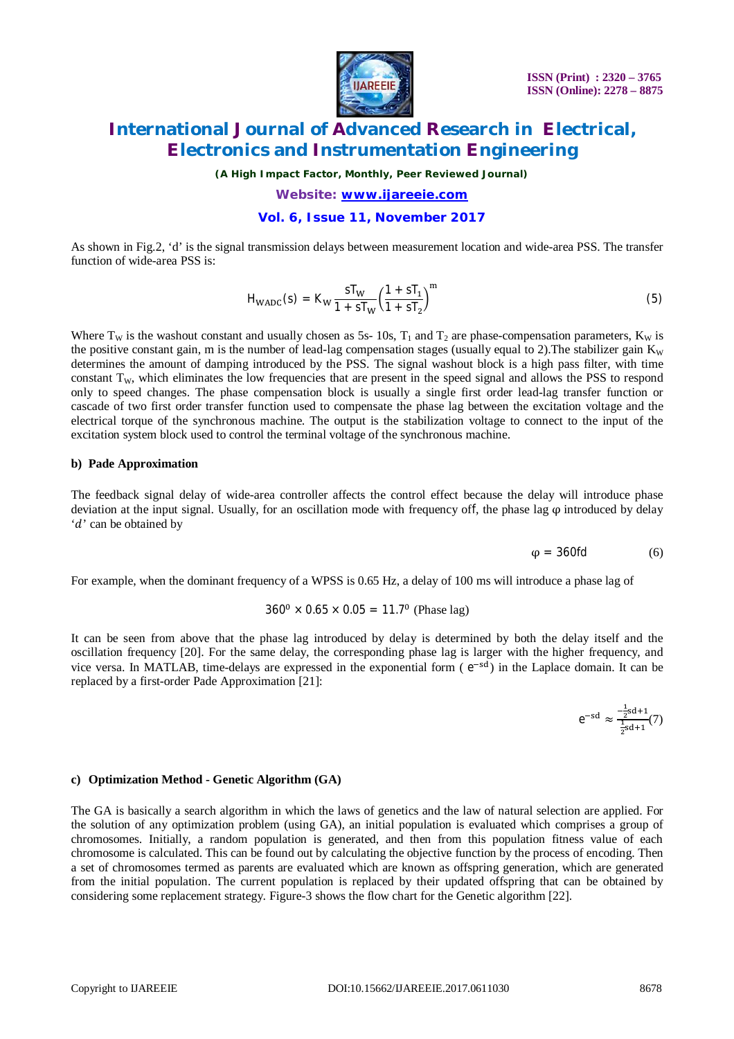As shown in Fig.2, 'd' is the signal transmission delays between measurement location and wide-area PSS. The transfer function of wide-area PSS is:

$$H_{WADC}(s) = K_W \frac{sT_W}{1 + sT_W}\left(\frac{1 + sT_1}{1 + sT_2}\right)^m \tag{5}$$

Where $T_W$ is the washout constant and usually chosen as 5s- 10s, $T_1$ and $T_2$ are phase-compensation parameters, $K_W$ is the positive constant gain, m is the number of lead-lag compensation stages (usually equal to 2).The stabilizer gain $K_W$ determines the amount of damping introduced by the PSS. The signal washout block is a high pass filter, with time constant $T_W$, which eliminates the low frequencies that are present in the speed signal and allows the PSS to respond only to speed changes. The phase compensation block is usually a single first order lead-lag transfer function or cascade of two first order transfer function used to compensate the phase lag between the excitation voltage and the electrical torque of the synchronous machine. The output is the stabilization voltage to connect to the input of the excitation system block used to control the terminal voltage of the synchronous machine.

**b) Pade Approximation**

The feedback signal delay of wide-area controller affects the control effect because the delay will introduce phase deviation at the input signal. Usually, for an oscillation mode with frequency off, the phase lag φ introduced by delay '*d*' can be obtained by

$$\varphi = 360fd \tag{6}$$

For example, when the dominant frequency of a WPSS is 0.65 Hz, a delay of 100 ms will introduce a phase lag of

$$360^0 \times 0.65 \times 0.05 = 11.7^0 \text{ (Phase lag)}$$

It can be seen from above that the phase lag introduced by delay is determined by both the delay itself and the oscillation frequency [20]. For the same delay, the corresponding phase lag is larger with the higher frequency, and vice versa. In MATLAB, time-delays are expressed in the exponential form ( $e^{-sd}$) in the Laplace domain. It can be replaced by a first-order Pade Approximation [21]:

$$e^{-sd} \approx \frac{-\frac{1}{2}sd+1}{\frac{1}{2}sd+1} \tag{7}$$

**c) Optimization Method - Genetic Algorithm (GA)**

The GA is basically a search algorithm in which the laws of genetics and the law of natural selection are applied. For the solution of any optimization problem (using GA), an initial population is evaluated which comprises a group of chromosomes. Initially, a random population is generated, and then from this population fitness value of each chromosome is calculated. This can be found out by calculating the objective function by the process of encoding. Then a set of chromosomes termed as parents are evaluated which are known as offspring generation, which are generated from the initial population. The current population is replaced by their updated offspring that can be obtained by considering some replacement strategy. Figure-3 shows the flow chart for the Genetic algorithm [22].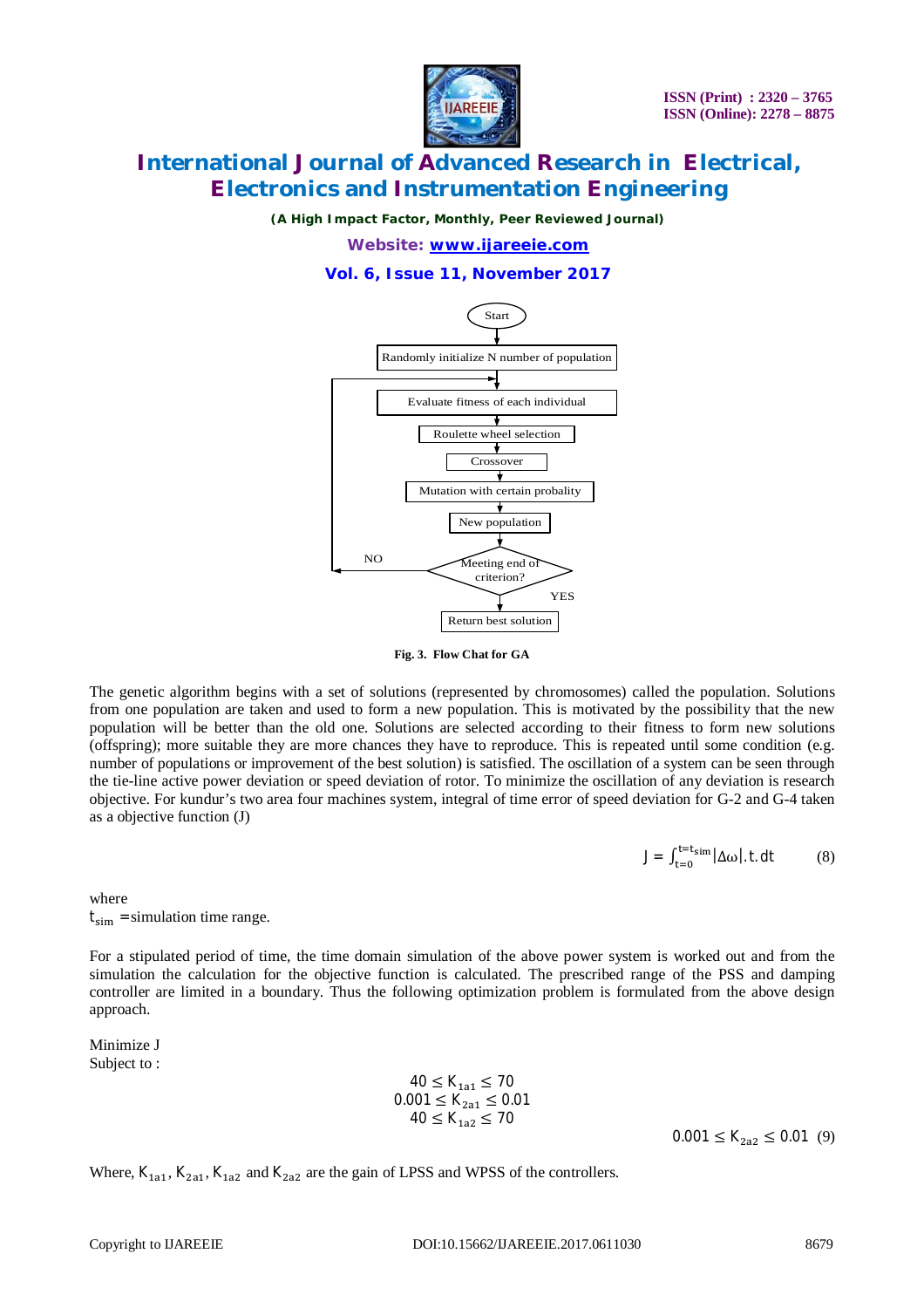Start

Randomly initialize N number of population

Evaluate fitness of each individual

Roulette wheel selection

Crossover

Mutation with certain probality

New population

Meeting end of criterion?

NO

YES

Return best solution

**Fig. 3. Flow Chat for GA**

The genetic algorithm begins with a set of solutions (represented by chromosomes) called the population. Solutions from one population are taken and used to form a new population. This is motivated by the possibility that the new population will be better than the old one. Solutions are selected according to their fitness to form new solutions (offspring); more suitable they are more chances they have to reproduce. This is repeated until some condition (e.g. number of populations or improvement of the best solution) is satisfied. The oscillation of a system can be seen through the tie-line active power deviation or speed deviation of rotor. To minimize the oscillation of any deviation is research objective. For kundur's two area four machines system, integral of time error of speed deviation for G-2 and G-4 taken as a objective function (J)

$$J = \int_{t=0}^{t=t_{sim}} |\Delta\omega|.t.dt \qquad (8)$$

where

$t_{sim}$ =simulation time range.

For a stipulated period of time, the time domain simulation of the above power system is worked out and from the simulation the calculation for the objective function is calculated. The prescribed range of the PSS and damping controller are limited in a boundary. Thus the following optimization problem is formulated from the above design approach.

Minimize J

Subject to :

$$40 \leq K_{1a1} \leq 70$$
$$0.001 \leq K_{2a1} \leq 0.01$$
$$40 \leq K_{1a2} \leq 70$$
$$0.001 \leq K_{2a2} \leq 0.01 \quad (9)$$

Where, $K_{1a1}$, $K_{2a1}$, $K_{1a2}$ and $K_{2a2}$ are the gain of LPSS and WPSS of the controllers.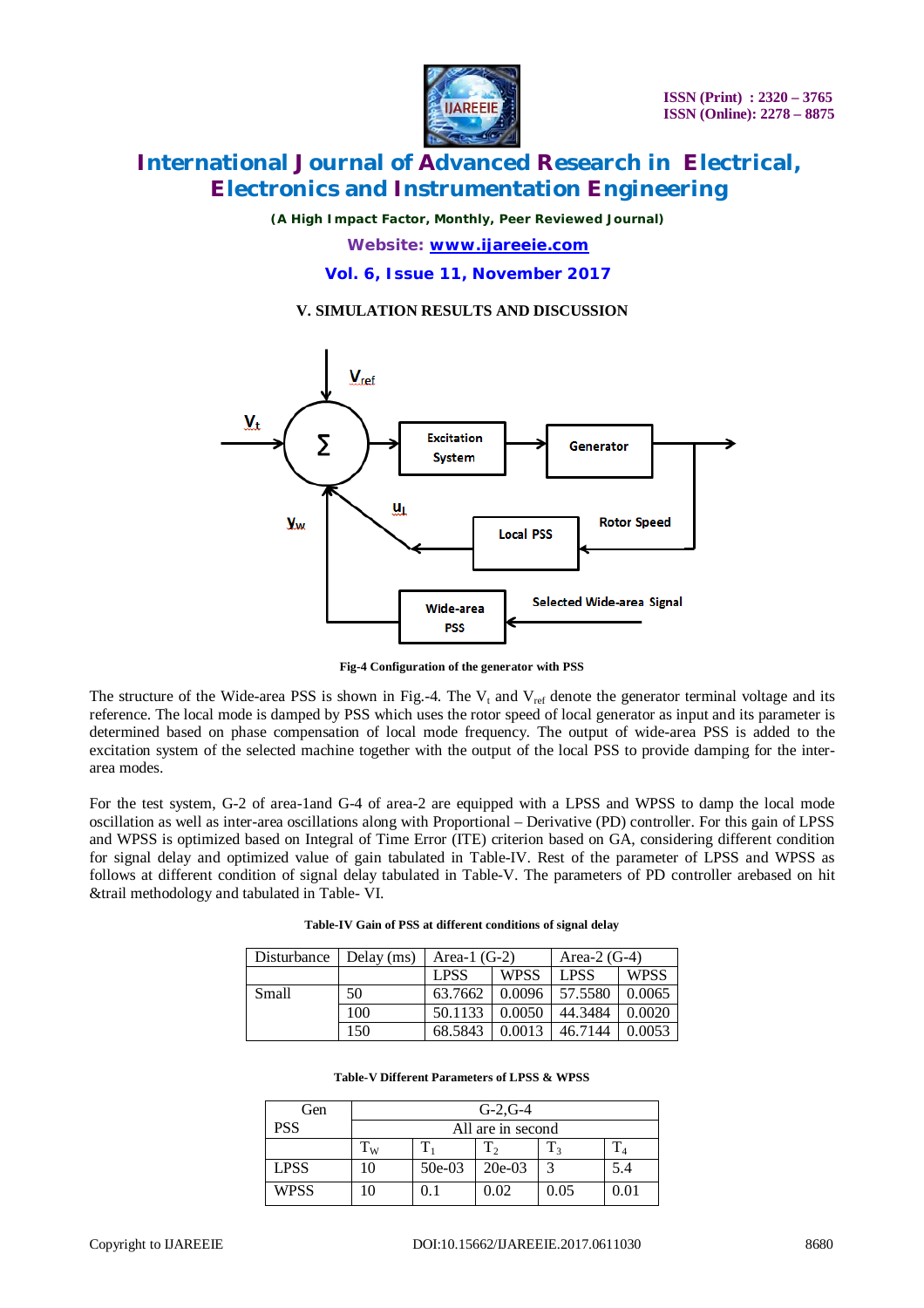## V. SIMULATION RESULTS AND DISCUSSION

**Fig-4 Configuration of the generator with PSS**

The structure of the Wide-area PSS is shown in Fig.-4. The $V_t$ and $V_{ref}$ denote the generator terminal voltage and its reference. The local mode is damped by PSS which uses the rotor speed of local generator as input and its parameter is determined based on phase compensation of local mode frequency. The output of wide-area PSS is added to the excitation system of the selected machine together with the output of the local PSS to provide damping for the inter-area modes.

For the test system, G-2 of area-1and G-4 of area-2 are equipped with a LPSS and WPSS to damp the local mode oscillation as well as inter-area oscillations along with Proportional – Derivative (PD) controller. For this gain of LPSS and WPSS is optimized based on Integral of Time Error (ITE) criterion based on GA, considering different condition for signal delay and optimized value of gain tabulated in Table-IV. Rest of the parameter of LPSS and WPSS as follows at different condition of signal delay tabulated in Table-V. The parameters of PD controller arebased on hit &trail methodology and tabulated in Table- VI.

**Table-IV Gain of PSS at different conditions of signal delay**

| Disturbance | Delay (ms) | Area-1 (G-2) | | Area-2 (G-4) | |
|---|---|---|---|---|---|
| | | LPSS | WPSS | LPSS | WPSS |
| Small | 50 | 63.7662 | 0.0096 | 57.5580 | 0.0065 |
| | 100 | 50.1133 | 0.0050 | 44.3484 | 0.0020 |
| | 150 | 68.5843 | 0.0013 | 46.7144 | 0.0053 |

**Table-V Different Parameters of LPSS & WPSS**

| Gen / PSS | G-2,G-4 | | | | |
|---|---|---|---|---|---|
| | All are in second | | | | |
| | $T_W$ | $T_1$ | $T_2$ | $T_3$ | $T_4$ |
| LPSS | 10 | 50e-03 | 20e-03 | 3 | 5.4 |
| WPSS | 10 | 0.1 | 0.02 | 0.05 | 0.01 |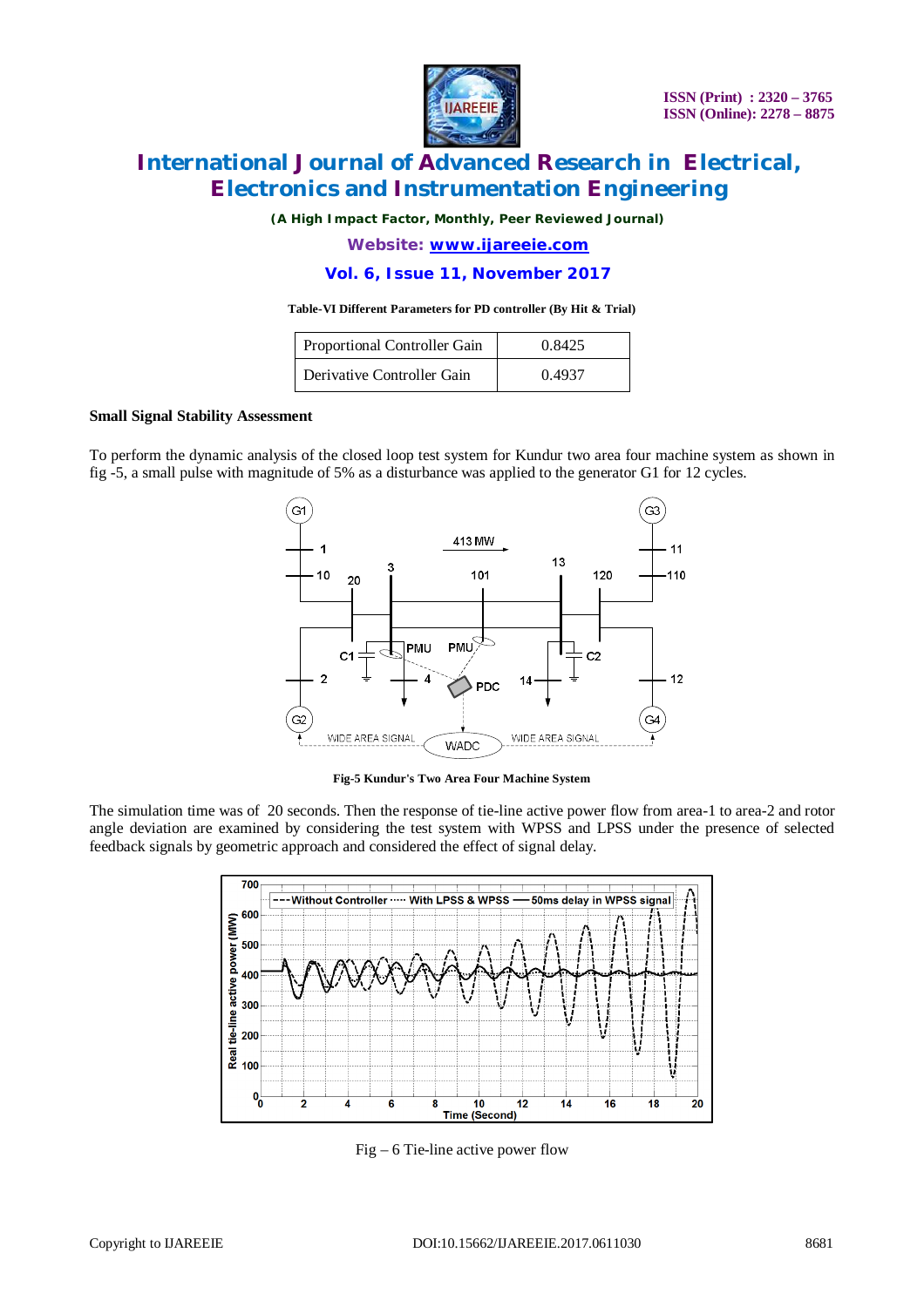**Table-VI Different Parameters for PD controller (By Hit & Trial)**

| Proportional Controller Gain | 0.8425 |
|---|---|
| Derivative Controller Gain | 0.4937 |

**Small Signal Stability Assessment**

To perform the dynamic analysis of the closed loop test system for Kundur two area four machine system as shown in fig -5, a small pulse with magnitude of 5% as a disturbance was applied to the generator G1 for 12 cycles.

**Fig-5 Kundur's Two Area Four Machine System**

The simulation time was of 20 seconds. Then the response of tie-line active power flow from area-1 to area-2 and rotor angle deviation are examined by considering the test system with WPSS and LPSS under the presence of selected feedback signals by geometric approach and considered the effect of signal delay.

Fig – 6 Tie-line active power flow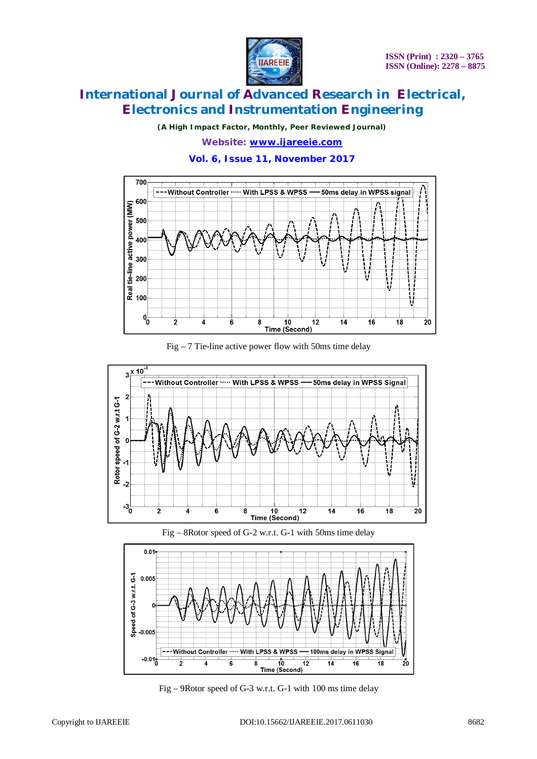Fig – 7 Tie-line active power flow with 50ms time delay

Fig – 8Rotor speed of G-2 w.r.t. G-1 with 50ms time delay

Fig – 9Rotor speed of G-3 w.r.t. G-1 with 100 ms time delay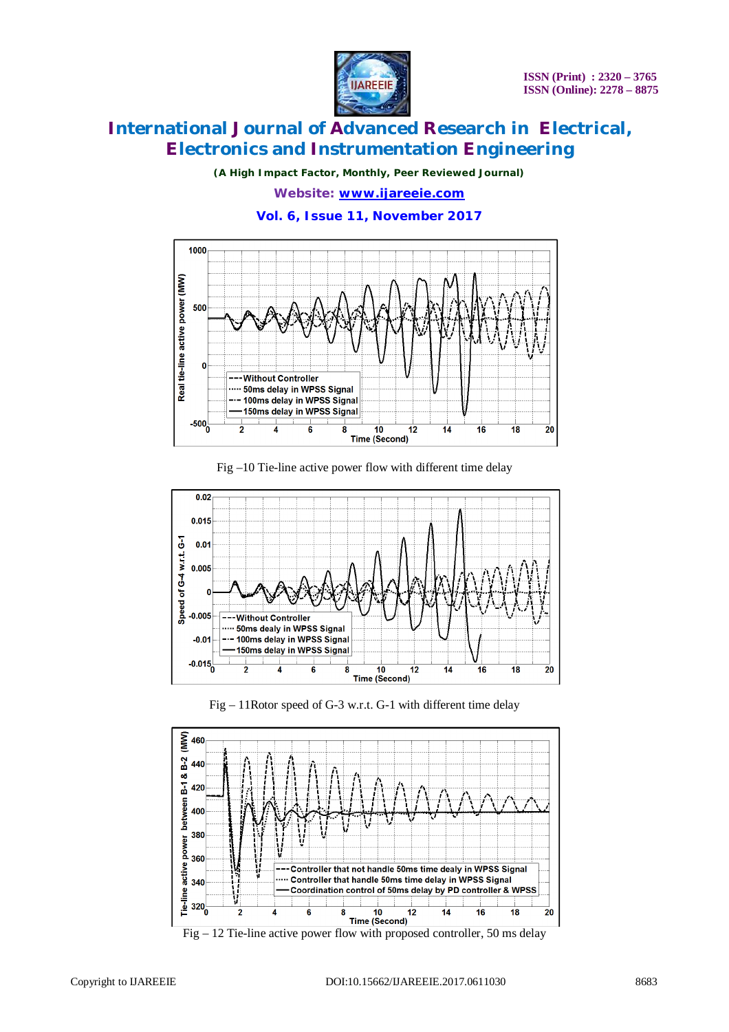Fig –10 Tie-line active power flow with different time delay

Fig – 11Rotor speed of G-3 w.r.t. G-1 with different time delay

Fig – 12 Tie-line active power flow with proposed controller, 50 ms delay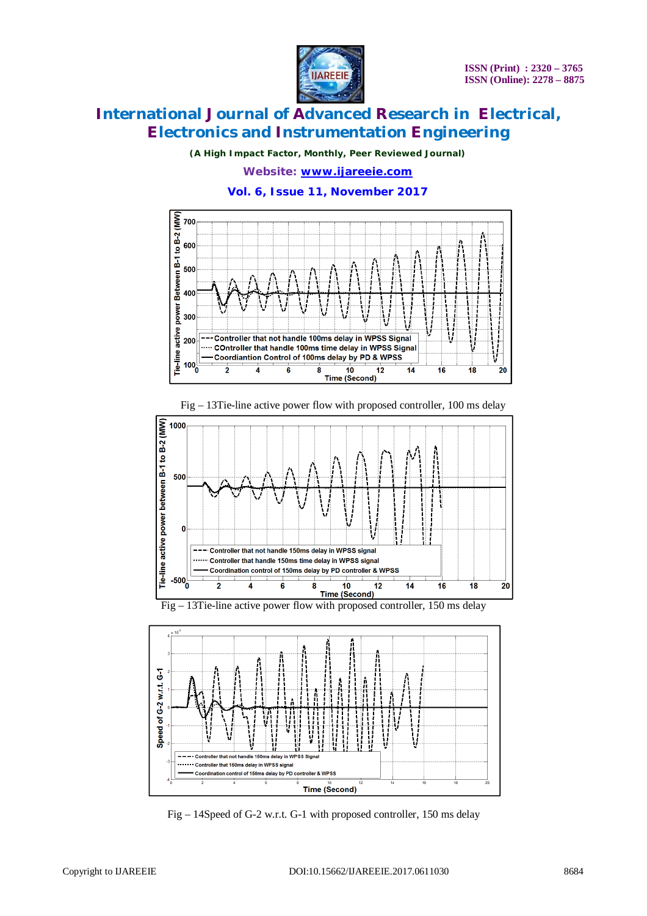Fig – 13Tie-line active power flow with proposed controller, 100 ms delay

Fig – 13Tie-line active power flow with proposed controller, 150 ms delay

Fig – 14Speed of G-2 w.r.t. G-1 with proposed controller, 150 ms delay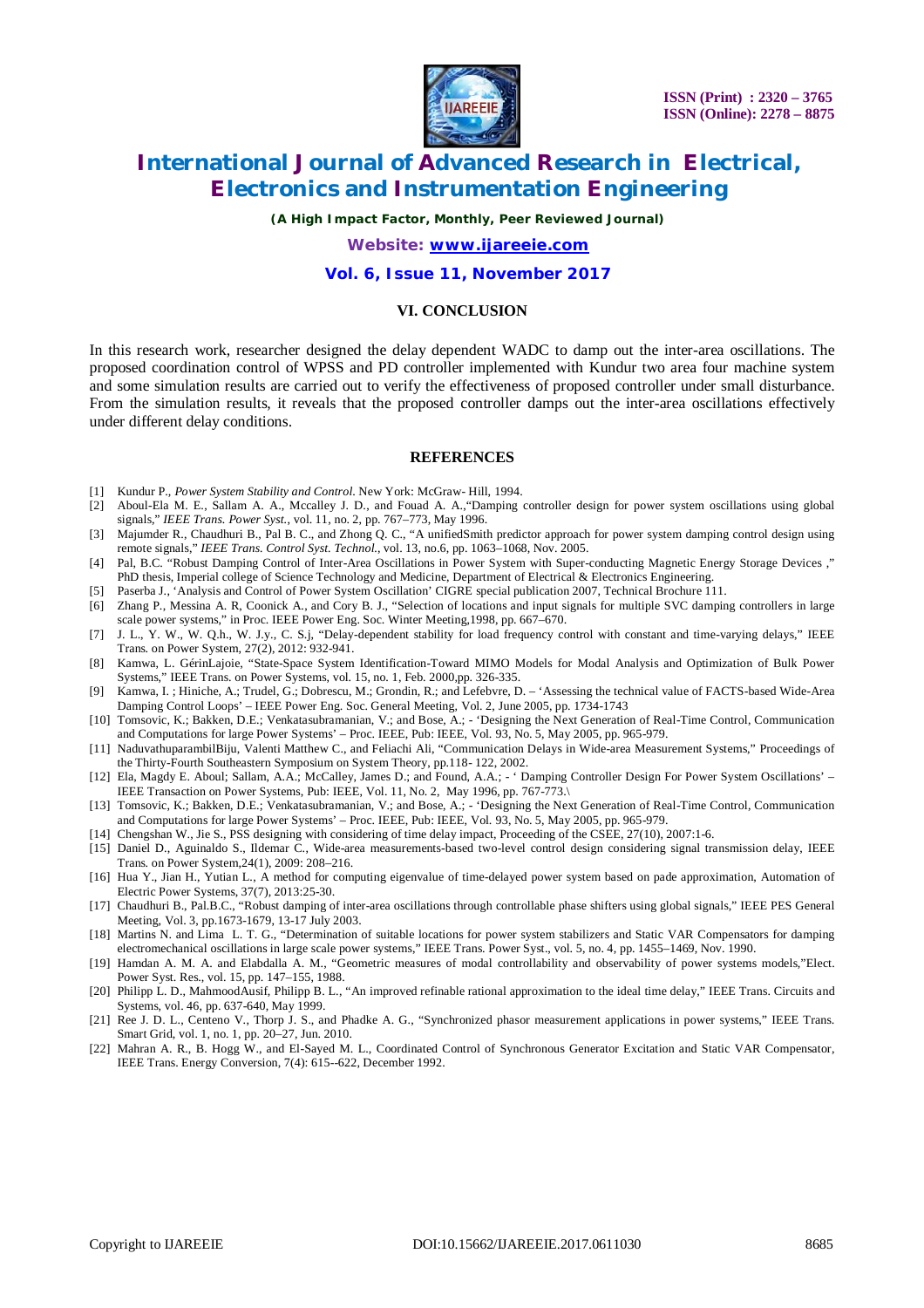## VI. CONCLUSION

In this research work, researcher designed the delay dependent WADC to damp out the inter-area oscillations. The proposed coordination control of WPSS and PD controller implemented with Kundur two area four machine system and some simulation results are carried out to verify the effectiveness of proposed controller under small disturbance. From the simulation results, it reveals that the proposed controller damps out the inter-area oscillations effectively under different delay conditions.

## REFERENCES

[1] Kundur P., *Power System Stability and Control.* New York: McGraw- Hill, 1994.

[2] Aboul-Ela M. E., Sallam A. A., Mccalley J. D., and Fouad A. A.,"Damping controller design for power system oscillations using global signals," *IEEE Trans. Power Syst.*, vol. 11, no. 2, pp. 767–773, May 1996.

[3] Majumder R., Chaudhuri B., Pal B. C., and Zhong Q. C., "A unifiedSmith predictor approach for power system damping control design using remote signals," *IEEE Trans. Control Syst. Technol.*, vol. 13, no.6, pp. 1063–1068, Nov. 2005.

[4] Pal, B.C. "Robust Damping Control of Inter-Area Oscillations in Power System with Super-conducting Magnetic Energy Storage Devices ," PhD thesis, Imperial college of Science Technology and Medicine, Department of Electrical & Electronics Engineering.

[5] Paserba J., 'Analysis and Control of Power System Oscillation' CIGRE special publication 2007, Technical Brochure 111.

[6] Zhang P., Messina A R, Coonick A., and Cory B. J., "Selection of locations and input signals for multiple SVC damping controllers in large scale power systems," in Proc. IEEE Power Eng. Soc. Winter Meeting,1998, pp. 667–670.

[7] J. L., Y. W., W. Q.h., W. J.y., C. S.j, "Delay-dependent stability for load frequency control with constant and time-varying delays," IEEE Trans. on Power System, 27(2), 2012: 932-941.

[8] Kamwa, L. GérinLajoie, "State-Space System Identification-Toward MIMO Models for Modal Analysis and Optimization of Bulk Power Systems," IEEE Trans. on Power Systems, vol. 15, no. 1, Feb. 2000,pp. 326-335.

[9] Kamwa, I. ; Hiniche, A.; Trudel, G.; Dobrescu, M.; Grondin, R.; and Lefebvre, D. – 'Assessing the technical value of FACTS-based Wide-Area Damping Control Loops' – IEEE Power Eng. Soc. General Meeting, Vol. 2, June 2005, pp. 1734-1743

[10] Tomsovic, K.; Bakken, D.E.; Venkatasubramanian, V.; and Bose, A.; - 'Designing the Next Generation of Real-Time Control, Communication and Computations for large Power Systems' – Proc. IEEE, Pub: IEEE, Vol. 93, No. 5, May 2005, pp. 965-979.

[11] NaduvathuparambilBiju, Valenti Matthew C., and Feliachi Ali, "Communication Delays in Wide-area Measurement Systems," Proceedings of the Thirty-Fourth Southeastern Symposium on System Theory, pp.118- 122, 2002.

[12] Ela, Magdy E. Aboul; Sallam, A.A.; McCalley, James D.; and Found, A.A.; - ' Damping Controller Design For Power System Oscillations' – IEEE Transaction on Power Systems, Pub: IEEE, Vol. 11, No. 2, May 1996, pp. 767-773.\

[13] Tomsovic, K.; Bakken, D.E.; Venkatasubramanian, V.; and Bose, A.; - 'Designing the Next Generation of Real-Time Control, Communication and Computations for large Power Systems' – Proc. IEEE, Pub: IEEE, Vol. 93, No. 5, May 2005, pp. 965-979.

[14] Chengshan W., Jie S., PSS designing with considering of time delay impact, Proceeding of the CSEE, 27(10), 2007:1-6.

[15] Daniel D., Aguinaldo S., Ildemar C., Wide-area measurements-based two-level control design considering signal transmission delay, IEEE Trans. on Power System,24(1), 2009: 208–216.

[16] Hua Y., Jian H., Yutian L., A method for computing eigenvalue of time-delayed power system based on pade approximation, Automation of Electric Power Systems, 37(7), 2013:25-30.

[17] Chaudhuri B., Pal.B.C., "Robust damping of inter-area oscillations through controllable phase shifters using global signals," IEEE PES General Meeting, Vol. 3, pp.1673-1679, 13-17 July 2003.

[18] Martins N. and Lima L. T. G., "Determination of suitable locations for power system stabilizers and Static VAR Compensators for damping electromechanical oscillations in large scale power systems," IEEE Trans. Power Syst., vol. 5, no. 4, pp. 1455–1469, Nov. 1990.

[19] Hamdan A. M. A. and Elabdalla A. M., "Geometric measures of modal controllability and observability of power systems models,"Elect. Power Syst. Res., vol. 15, pp. 147–155, 1988.

[20] Philipp L. D., MahmoodAusif, Philipp B. L., "An improved refinable rational approximation to the ideal time delay," IEEE Trans. Circuits and Systems, vol. 46, pp. 637-640, May 1999.

[21] Ree J. D. L., Centeno V., Thorp J. S., and Phadke A. G., "Synchronized phasor measurement applications in power systems," IEEE Trans. Smart Grid, vol. 1, no. 1, pp. 20–27, Jun. 2010.

[22] Mahran A. R., B. Hogg W., and El-Sayed M. L., Coordinated Control of Synchronous Generator Excitation and Static VAR Compensator, IEEE Trans. Energy Conversion, 7(4): 615--622, December 1992.